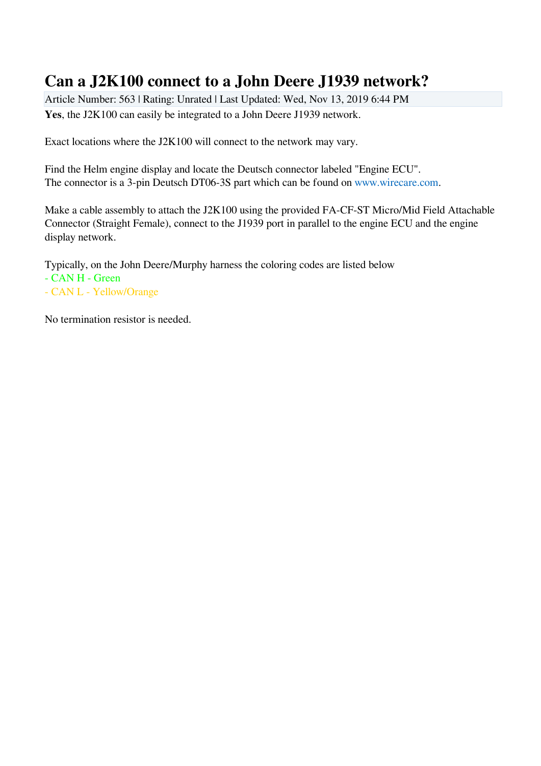# Can a J2K100 connect to a John Deere J1939 network?

Article Number: 563 | Rating: Unrated | Last Updated: Wed, Nov 13, 2019 6:44 PM

**Yes**, the J2K100 can easily be integrated to a John Deere J1939 network.

Exact locations where the J2K100 will connect to the network may vary.

Find the Helm engine display and locate the Deutsch connector labeled "Engine ECU".
The connector is a 3-pin Deutsch DT06-3S part which can be found on www.wirecare.com.

Make a cable assembly to attach the J2K100 using the provided FA-CF-ST Micro/Mid Field Attachable Connector (Straight Female), connect to the J1939 port in parallel to the engine ECU and the engine display network.

Typically, on the John Deere/Murphy harness the coloring codes are listed below
- CAN H - Green
- CAN L - Yellow/Orange

No termination resistor is needed.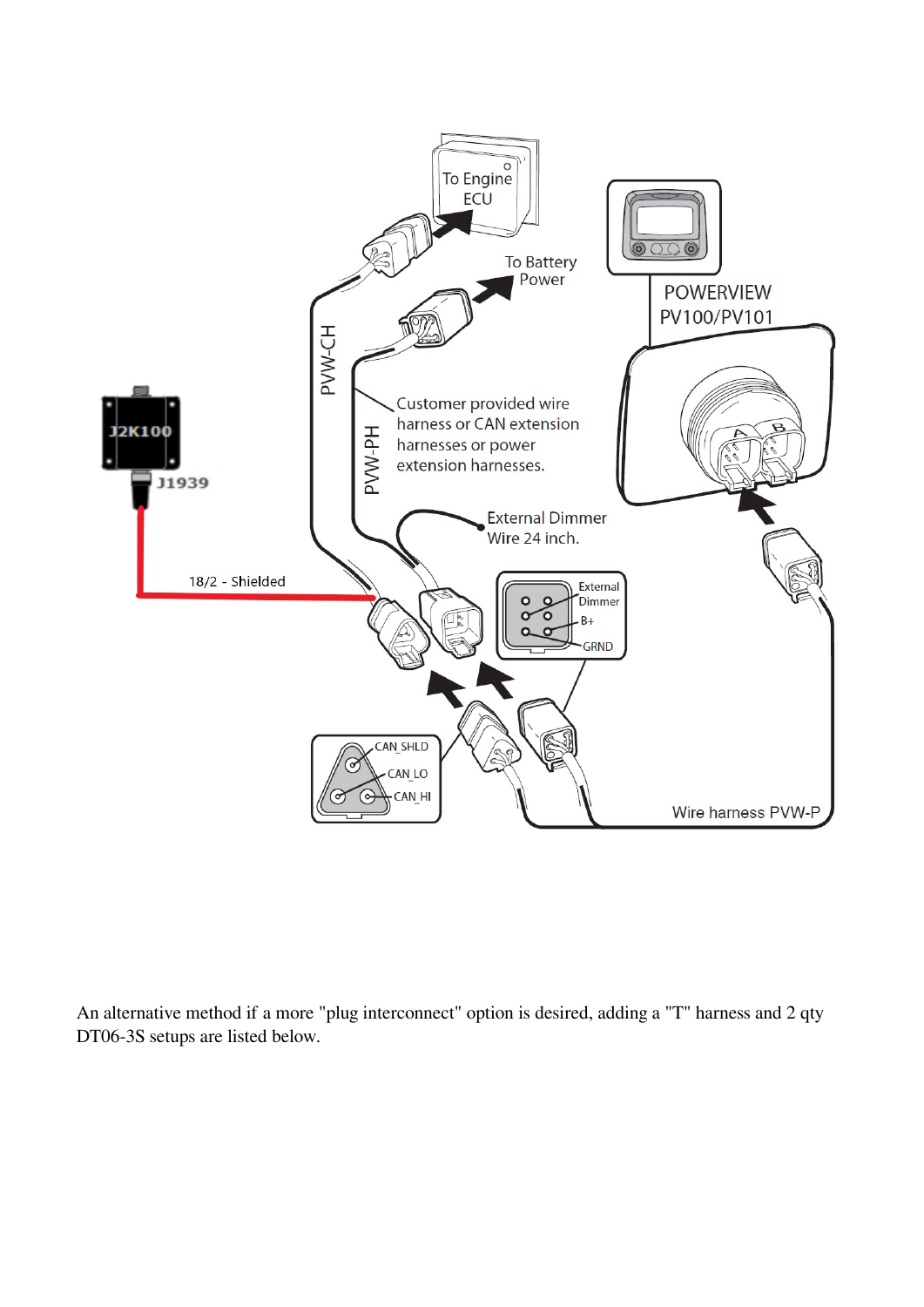An alternative method if a more "plug interconnect" option is desired, adding a "T" harness and 2 qty DT06-3S setups are listed below.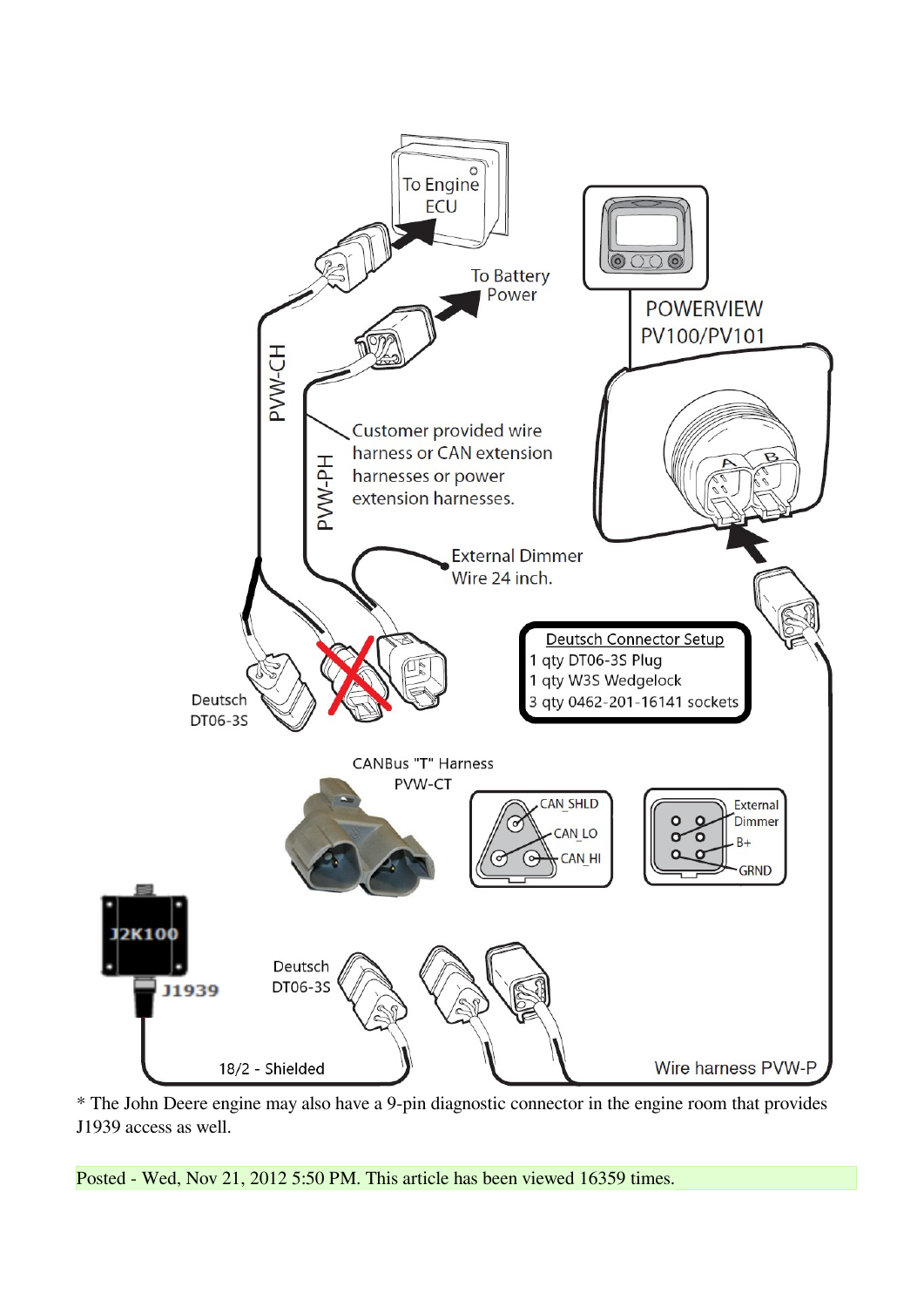To Engine ECU

To Battery Power

POWERVIEW PV100/PV101

PVW-CH

PVW-PH

Customer provided wire harness or CAN extension harnesses or power extension harnesses.

External Dimmer Wire 24 inch.

Deutsch DT06-3S

**Deutsch Connector Setup**
1 qty DT06-3S Plug
1 qty W3S Wedgelock
3 qty 0462-201-16141 sockets

CANBus "T" Harness PVW-CT

CAN_SHLD
CAN_LO
CAN_HI

External Dimmer
B+
GRND

J2K100
J1939

Deutsch DT06-3S

18/2 - Shielded

Wire harness PVW-P

* The John Deere engine may also have a 9-pin diagnostic connector in the engine room that provides J1939 access as well.

Posted - Wed, Nov 21, 2012 5:50 PM. This article has been viewed 16359 times.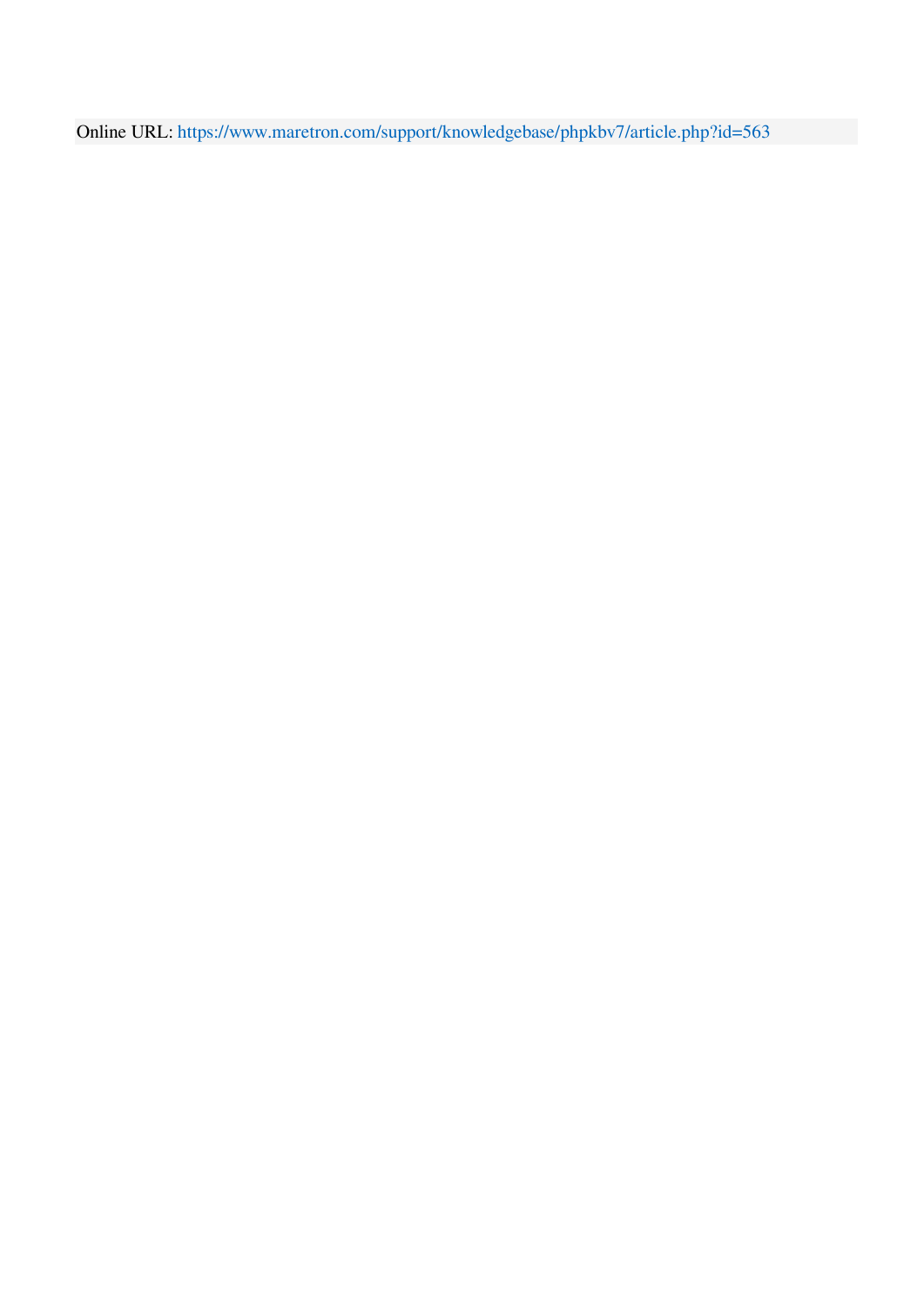Online URL: https://www.maretron.com/support/knowledgebase/phpkbv7/article.php?id=563